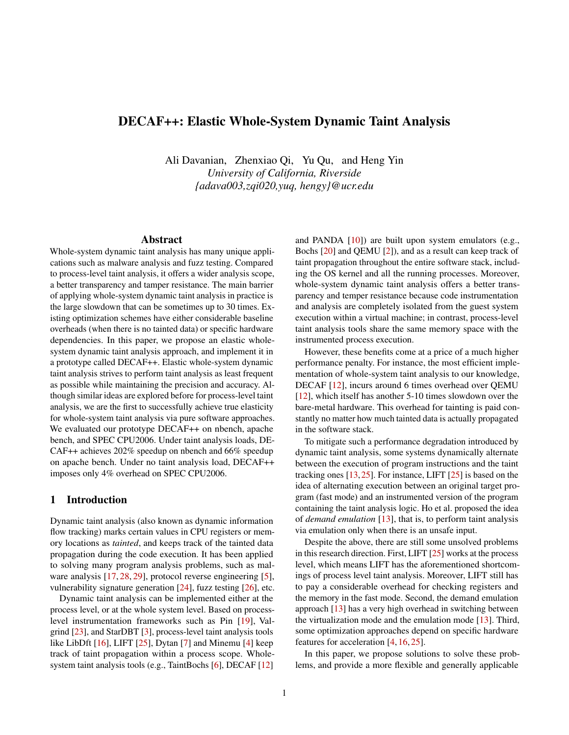# DECAF++: Elastic Whole-System Dynamic Taint Analysis

Ali Davanian, Zhenxiao Qi, Yu Qu, and Heng Yin
*University of California, Riverside*
*{adava003,zqi020,yuq, hengy}@ucr.edu*

## Abstract

Whole-system dynamic taint analysis has many unique applications such as malware analysis and fuzz testing. Compared to process-level taint analysis, it offers a wider analysis scope, a better transparency and tamper resistance. The main barrier of applying whole-system dynamic taint analysis in practice is the large slowdown that can be sometimes up to 30 times. Existing optimization schemes have either considerable baseline overheads (when there is no tainted data) or specific hardware dependencies. In this paper, we propose an elastic whole-system dynamic taint analysis approach, and implement it in a prototype called DECAF++. Elastic whole-system dynamic taint analysis strives to perform taint analysis as least frequent as possible while maintaining the precision and accuracy. Although similar ideas are explored before for process-level taint analysis, we are the first to successfully achieve true elasticity for whole-system taint analysis via pure software approaches. We evaluated our prototype DECAF++ on nbench, apache bench, and SPEC CPU2006. Under taint analysis loads, DECAF++ achieves 202% speedup on nbench and 66% speedup on apache bench. Under no taint analysis load, DECAF++ imposes only 4% overhead on SPEC CPU2006.

## 1 Introduction

Dynamic taint analysis (also known as dynamic information flow tracking) marks certain values in CPU registers or memory locations as *tainted*, and keeps track of the tainted data propagation during the code execution. It has been applied to solving many program analysis problems, such as malware analysis [17, 28, 29], protocol reverse engineering [5], vulnerability signature generation [24], fuzz testing [26], etc.

Dynamic taint analysis can be implemented either at the process level, or at the whole system level. Based on process-level instrumentation frameworks such as Pin [19], Valgrind [23], and StarDBT [3], process-level taint analysis tools like LibDft [16], LIFT [25], Dytan [7] and Minemu [4] keep track of taint propagation within a process scope. Whole-system taint analysis tools (e.g., TaintBochs [6], DECAF [12] and PANDA [10]) are built upon system emulators (e.g., Bochs [20] and QEMU [2]), and as a result can keep track of taint propagation throughout the entire software stack, including the OS kernel and all the running processes. Moreover, whole-system dynamic taint analysis offers a better transparency and temper resistance because code instrumentation and analysis are completely isolated from the guest system execution within a virtual machine; in contrast, process-level taint analysis tools share the same memory space with the instrumented process execution.

However, these benefits come at a price of a much higher performance penalty. For instance, the most efficient implementation of whole-system taint analysis to our knowledge, DECAF [12], incurs around 6 times overhead over QEMU [12], which itself has another 5-10 times slowdown over the bare-metal hardware. This overhead for tainting is paid constantly no matter how much tainted data is actually propagated in the software stack.

To mitigate such a performance degradation introduced by dynamic taint analysis, some systems dynamically alternate between the execution of program instructions and the taint tracking ones [13, 25]. For instance, LIFT [25] is based on the idea of alternating execution between an original target program (fast mode) and an instrumented version of the program containing the taint analysis logic. Ho et al. proposed the idea of *demand emulation* [13], that is, to perform taint analysis via emulation only when there is an unsafe input.

Despite the above, there are still some unsolved problems in this research direction. First, LIFT [25] works at the process level, which means LIFT has the aforementioned shortcomings of process level taint analysis. Moreover, LIFT still has to pay a considerable overhead for checking registers and the memory in the fast mode. Second, the demand emulation approach [13] has a very high overhead in switching between the virtualization mode and the emulation mode [13]. Third, some optimization approaches depend on specific hardware features for acceleration [4, 16, 25].

In this paper, we propose solutions to solve these problems, and provide a more flexible and generally applicable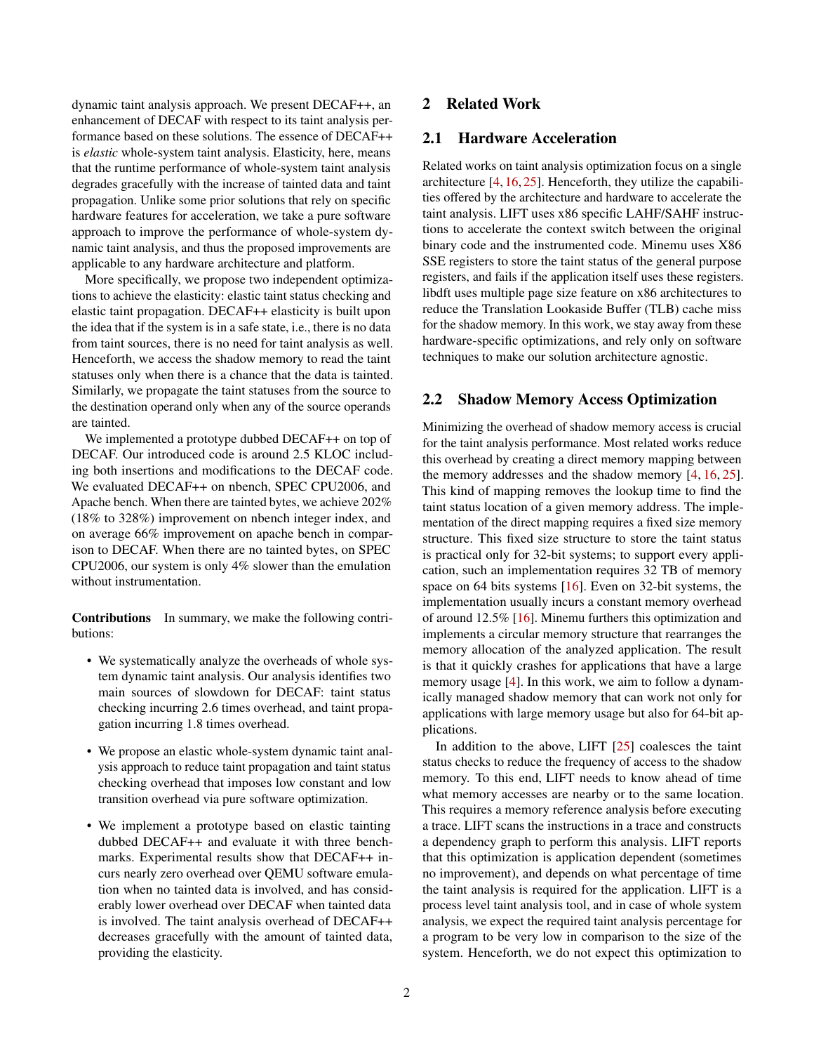dynamic taint analysis approach. We present DECAF++, an enhancement of DECAF with respect to its taint analysis performance based on these solutions. The essence of DECAF++ is *elastic* whole-system taint analysis. Elasticity, here, means that the runtime performance of whole-system taint analysis degrades gracefully with the increase of tainted data and taint propagation. Unlike some prior solutions that rely on specific hardware features for acceleration, we take a pure software approach to improve the performance of whole-system dynamic taint analysis, and thus the proposed improvements are applicable to any hardware architecture and platform.

More specifically, we propose two independent optimizations to achieve the elasticity: elastic taint status checking and elastic taint propagation. DECAF++ elasticity is built upon the idea that if the system is in a safe state, i.e., there is no data from taint sources, there is no need for taint analysis as well. Henceforth, we access the shadow memory to read the taint statuses only when there is a chance that the data is tainted. Similarly, we propagate the taint statuses from the source to the destination operand only when any of the source operands are tainted.

We implemented a prototype dubbed DECAF++ on top of DECAF. Our introduced code is around 2.5 KLOC including both insertions and modifications to the DECAF code. We evaluated DECAF++ on nbench, SPEC CPU2006, and Apache bench. When there are tainted bytes, we achieve 202% (18% to 328%) improvement on nbench integer index, and on average 66% improvement on apache bench in comparison to DECAF. When there are no tainted bytes, on SPEC CPU2006, our system is only 4% slower than the emulation without instrumentation.

**Contributions** In summary, we make the following contributions:

- We systematically analyze the overheads of whole system dynamic taint analysis. Our analysis identifies two main sources of slowdown for DECAF: taint status checking incurring 2.6 times overhead, and taint propagation incurring 1.8 times overhead.
- We propose an elastic whole-system dynamic taint analysis approach to reduce taint propagation and taint status checking overhead that imposes low constant and low transition overhead via pure software optimization.
- We implement a prototype based on elastic tainting dubbed DECAF++ and evaluate it with three benchmarks. Experimental results show that DECAF++ incurs nearly zero overhead over QEMU software emulation when no tainted data is involved, and has considerably lower overhead over DECAF when tainted data is involved. The taint analysis overhead of DECAF++ decreases gracefully with the amount of tainted data, providing the elasticity.

## 2 Related Work

### 2.1 Hardware Acceleration

Related works on taint analysis optimization focus on a single architecture [4, 16, 25]. Henceforth, they utilize the capabilities offered by the architecture and hardware to accelerate the taint analysis. LIFT uses x86 specific LAHF/SAHF instructions to accelerate the context switch between the original binary code and the instrumented code. Minemu uses X86 SSE registers to store the taint status of the general purpose registers, and fails if the application itself uses these registers. libdft uses multiple page size feature on x86 architectures to reduce the Translation Lookaside Buffer (TLB) cache miss for the shadow memory. In this work, we stay away from these hardware-specific optimizations, and rely only on software techniques to make our solution architecture agnostic.

### 2.2 Shadow Memory Access Optimization

Minimizing the overhead of shadow memory access is crucial for the taint analysis performance. Most related works reduce this overhead by creating a direct memory mapping between the memory addresses and the shadow memory [4, 16, 25]. This kind of mapping removes the lookup time to find the taint status location of a given memory address. The implementation of the direct mapping requires a fixed size memory structure. This fixed size structure to store the taint status is practical only for 32-bit systems; to support every application, such an implementation requires 32 TB of memory space on 64 bits systems [16]. Even on 32-bit systems, the implementation usually incurs a constant memory overhead of around 12.5% [16]. Minemu furthers this optimization and implements a circular memory structure that rearranges the memory allocation of the analyzed application. The result is that it quickly crashes for applications that have a large memory usage [4]. In this work, we aim to follow a dynamically managed shadow memory that can work not only for applications with large memory usage but also for 64-bit applications.

In addition to the above, LIFT [25] coalesces the taint status checks to reduce the frequency of access to the shadow memory. To this end, LIFT needs to know ahead of time what memory accesses are nearby or to the same location. This requires a memory reference analysis before executing a trace. LIFT scans the instructions in a trace and constructs a dependency graph to perform this analysis. LIFT reports that this optimization is application dependent (sometimes no improvement), and depends on what percentage of time the taint analysis is required for the application. LIFT is a process level taint analysis tool, and in case of whole system analysis, we expect the required taint analysis percentage for a program to be very low in comparison to the size of the system. Henceforth, we do not expect this optimization to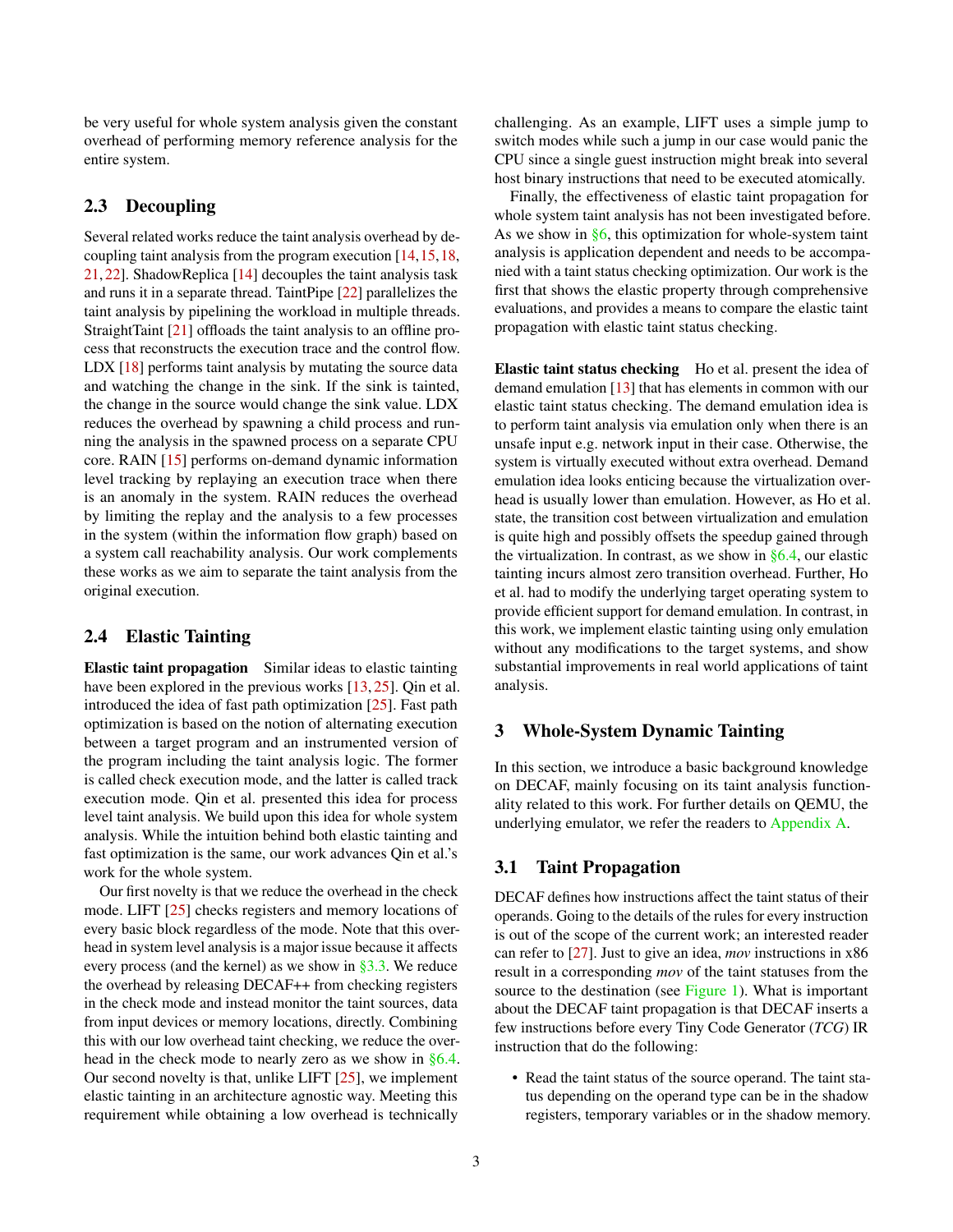be very useful for whole system analysis given the constant overhead of performing memory reference analysis for the entire system.

## 2.3 Decoupling

Several related works reduce the taint analysis overhead by decoupling taint analysis from the program execution [14,15,18,21,22]. ShadowReplica [14] decouples the taint analysis task and runs it in a separate thread. TaintPipe [22] parallelizes the taint analysis by pipelining the workload in multiple threads. StraightTaint [21] offloads the taint analysis to an offline process that reconstructs the execution trace and the control flow. LDX [18] performs taint analysis by mutating the source data and watching the change in the sink. If the sink is tainted, the change in the source would change the sink value. LDX reduces the overhead by spawning a child process and running the analysis in the spawned process on a separate CPU core. RAIN [15] performs on-demand dynamic information level tracking by replaying an execution trace when there is an anomaly in the system. RAIN reduces the overhead by limiting the replay and the analysis to a few processes in the system (within the information flow graph) based on a system call reachability analysis. Our work complements these works as we aim to separate the taint analysis from the original execution.

## 2.4 Elastic Tainting

**Elastic taint propagation** Similar ideas to elastic tainting have been explored in the previous works [13,25]. Qin et al. introduced the idea of fast path optimization [25]. Fast path optimization is based on the notion of alternating execution between a target program and an instrumented version of the program including the taint analysis logic. The former is called check execution mode, and the latter is called track execution mode. Qin et al. presented this idea for process level taint analysis. We build upon this idea for whole system analysis. While the intuition behind both elastic tainting and fast optimization is the same, our work advances Qin et al.'s work for the whole system.

Our first novelty is that we reduce the overhead in the check mode. LIFT [25] checks registers and memory locations of every basic block regardless of the mode. Note that this overhead in system level analysis is a major issue because it affects every process (and the kernel) as we show in §3.3. We reduce the overhead by releasing DECAF++ from checking registers in the check mode and instead monitor the taint sources, data from input devices or memory locations, directly. Combining this with our low overhead taint checking, we reduce the overhead in the check mode to nearly zero as we show in §6.4. Our second novelty is that, unlike LIFT [25], we implement elastic tainting in an architecture agnostic way. Meeting this requirement while obtaining a low overhead is technically challenging. As an example, LIFT uses a simple jump to switch modes while such a jump in our case would panic the CPU since a single guest instruction might break into several host binary instructions that need to be executed atomically.

Finally, the effectiveness of elastic taint propagation for whole system taint analysis has not been investigated before. As we show in §6, this optimization for whole-system taint analysis is application dependent and needs to be accompanied with a taint status checking optimization. Our work is the first that shows the elastic property through comprehensive evaluations, and provides a means to compare the elastic taint propagation with elastic taint status checking.

**Elastic taint status checking** Ho et al. present the idea of demand emulation [13] that has elements in common with our elastic taint status checking. The demand emulation idea is to perform taint analysis via emulation only when there is an unsafe input e.g. network input in their case. Otherwise, the system is virtually executed without extra overhead. Demand emulation idea looks enticing because the virtualization overhead is usually lower than emulation. However, as Ho et al. state, the transition cost between virtualization and emulation is quite high and possibly offsets the speedup gained through the virtualization. In contrast, as we show in §6.4, our elastic tainting incurs almost zero transition overhead. Further, Ho et al. had to modify the underlying target operating system to provide efficient support for demand emulation. In contrast, in this work, we implement elastic tainting using only emulation without any modifications to the target systems, and show substantial improvements in real world applications of taint analysis.

# 3 Whole-System Dynamic Tainting

In this section, we introduce a basic background knowledge on DECAF, mainly focusing on its taint analysis functionality related to this work. For further details on QEMU, the underlying emulator, we refer the readers to Appendix A.

## 3.1 Taint Propagation

DECAF defines how instructions affect the taint status of their operands. Going to the details of the rules for every instruction is out of the scope of the current work; an interested reader can refer to [27]. Just to give an idea, *mov* instructions in x86 result in a corresponding *mov* of the taint statuses from the source to the destination (see Figure 1). What is important about the DECAF taint propagation is that DECAF inserts a few instructions before every Tiny Code Generator (*TCG*) IR instruction that do the following:

- Read the taint status of the source operand. The taint status depending on the operand type can be in the shadow registers, temporary variables or in the shadow memory.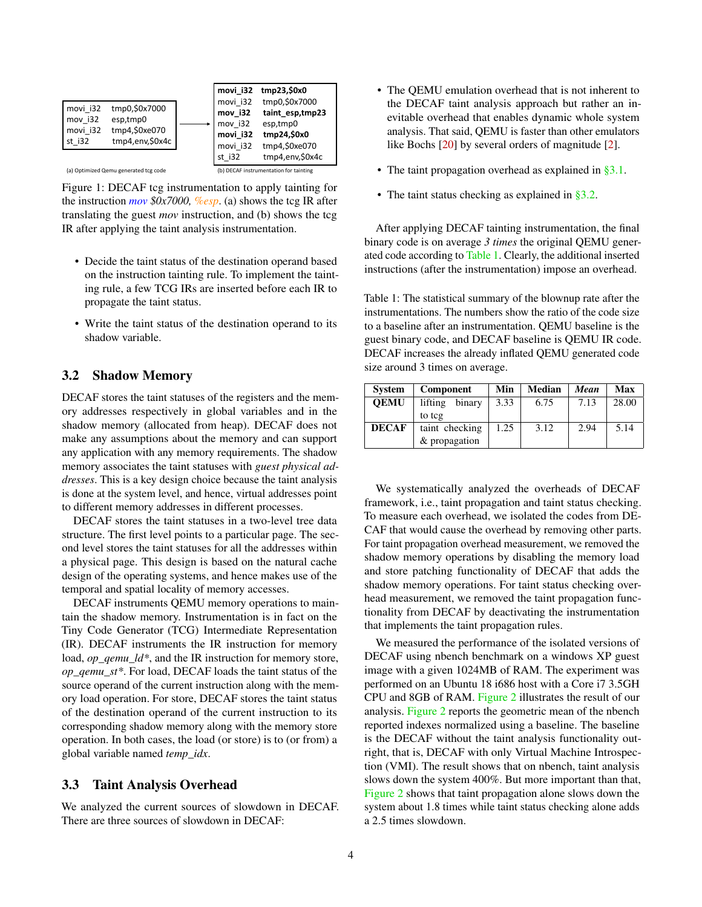```
movi_i32   tmp0,$0x7000
mov_i32    esp,tmp0
movi_i32   tmp4,$0xe070
st_i32     tmp4,env,$0x4c
```

(a) Optimized Qemu generated tcg code

```
movi_i32   tmp23,$0x0
movi_i32   tmp0,$0x7000
mov_i32    taint_esp,tmp23
mov_i32    esp,tmp0
movi_i32   tmp24,$0x0
movi_i32   tmp4,$0xe070
st_i32     tmp4,env,$0x4c
```

(b) DECAF instrumentation for tainting

Figure 1: DECAF tcg instrumentation to apply tainting for the instruction *mov $0x7000, %esp*. (a) shows the tcg IR after translating the guest *mov* instruction, and (b) shows the tcg IR after applying the taint analysis instrumentation.

- Decide the taint status of the destination operand based on the instruction tainting rule. To implement the tainting rule, a few TCG IRs are inserted before each IR to propagate the taint status.
- Write the taint status of the destination operand to its shadow variable.

## 3.2 Shadow Memory

DECAF stores the taint statuses of the registers and the memory addresses respectively in global variables and in the shadow memory (allocated from heap). DECAF does not make any assumptions about the memory and can support any application with any memory requirements. The shadow memory associates the taint statuses with *guest physical addresses*. This is a key design choice because the taint analysis is done at the system level, and hence, virtual addresses point to different memory addresses in different processes.

DECAF stores the taint statuses in a two-level tree data structure. The first level points to a particular page. The second level stores the taint statuses for all the addresses within a physical page. This design is based on the natural cache design of the operating systems, and hence makes use of the temporal and spatial locality of memory accesses.

DECAF instruments QEMU memory operations to maintain the shadow memory. Instrumentation is in fact on the Tiny Code Generator (TCG) Intermediate Representation (IR). DECAF instruments the IR instruction for memory load, *op_qemu_ld**, and the IR instruction for memory store, *op_qemu_st**. For load, DECAF loads the taint status of the source operand of the current instruction along with the memory load operation. For store, DECAF stores the taint status of the destination operand of the current instruction to its corresponding shadow memory along with the memory store operation. In both cases, the load (or store) is to (or from) a global variable named *temp_idx*.

## 3.3 Taint Analysis Overhead

We analyzed the current sources of slowdown in DECAF. There are three sources of slowdown in DECAF:

- The QEMU emulation overhead that is not inherent to the DECAF taint analysis approach but rather an inevitable overhead that enables dynamic whole system analysis. That said, QEMU is faster than other emulators like Bochs [20] by several orders of magnitude [2].
- The taint propagation overhead as explained in §3.1.
- The taint status checking as explained in §3.2.

After applying DECAF tainting instrumentation, the final binary code is on average *3 times* the original QEMU generated code according to Table 1. Clearly, the additional inserted instructions (after the instrumentation) impose an overhead.

Table 1: The statistical summary of the blownup rate after the instrumentations. The numbers show the ratio of the code size to a baseline after an instrumentation. QEMU baseline is the guest binary code, and DECAF baseline is QEMU IR code. DECAF increases the already inflated QEMU generated code size around 3 times on average.

| System | Component | Min | Median | *Mean* | Max |
|---|---|---|---|---|---|
| **QEMU** | lifting binary to tcg | 3.33 | 6.75 | 7.13 | 28.00 |
| **DECAF** | taint checking & propagation | 1.25 | 3.12 | 2.94 | 5.14 |

We systematically analyzed the overheads of DECAF framework, i.e., taint propagation and taint status checking. To measure each overhead, we isolated the codes from DECAF that would cause the overhead by removing other parts. For taint propagation overhead measurement, we removed the shadow memory operations by disabling the memory load and store patching functionality of DECAF that adds the shadow memory operations. For taint status checking overhead measurement, we removed the taint propagation functionality from DECAF by deactivating the instrumentation that implements the taint propagation rules.

We measured the performance of the isolated versions of DECAF using nbench benchmark on a windows XP guest image with a given 1024MB of RAM. The experiment was performed on an Ubuntu 18 i686 host with a Core i7 3.5GH CPU and 8GB of RAM. Figure 2 illustrates the result of our analysis. Figure 2 reports the geometric mean of the nbench reported indexes normalized using a baseline. The baseline is the DECAF without the taint analysis functionality outright, that is, DECAF with only Virtual Machine Introspection (VMI). The result shows that on nbench, taint analysis slows down the system 400%. But more important than that, Figure 2 shows that taint propagation alone slows down the system about 1.8 times while taint status checking alone adds a 2.5 times slowdown.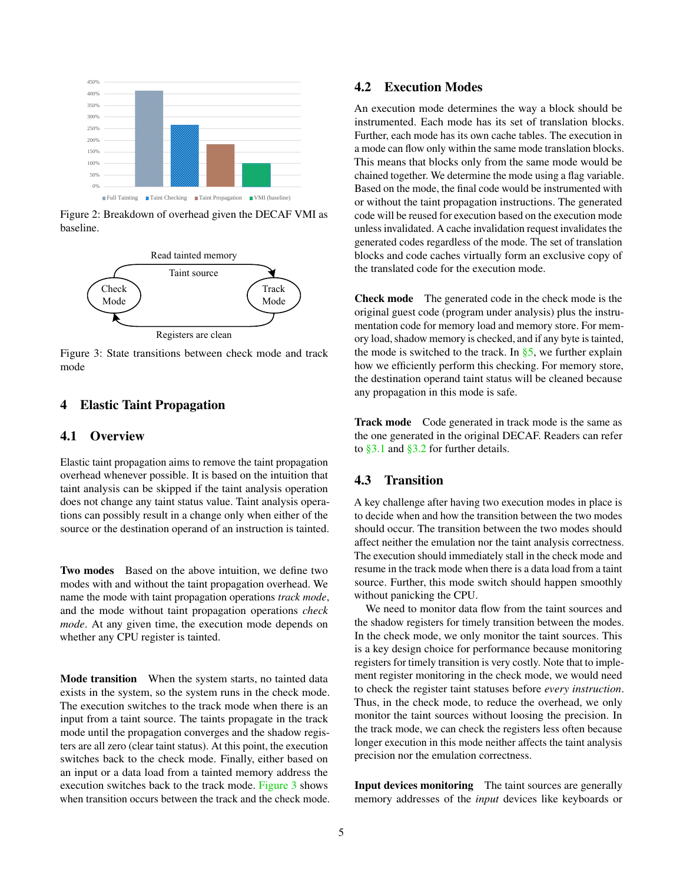Figure 2: Breakdown of overhead given the DECAF VMI as baseline.

Figure 3: State transitions between check mode and track mode

## 4 Elastic Taint Propagation

### 4.1 Overview

Elastic taint propagation aims to remove the taint propagation overhead whenever possible. It is based on the intuition that taint analysis can be skipped if the taint analysis operation does not change any taint status value. Taint analysis operations can possibly result in a change only when either of the source or the destination operand of an instruction is tainted.

**Two modes** Based on the above intuition, we define two modes with and without the taint propagation overhead. We name the mode with taint propagation operations *track mode*, and the mode without taint propagation operations *check mode*. At any given time, the execution mode depends on whether any CPU register is tainted.

**Mode transition** When the system starts, no tainted data exists in the system, so the system runs in the check mode. The execution switches to the track mode when there is an input from a taint source. The taints propagate in the track mode until the propagation converges and the shadow registers are all zero (clear taint status). At this point, the execution switches back to the check mode. Finally, either based on an input or a data load from a tainted memory address the execution switches back to the track mode. Figure 3 shows when transition occurs between the track and the check mode.

### 4.2 Execution Modes

An execution mode determines the way a block should be instrumented. Each mode has its set of translation blocks. Further, each mode has its own cache tables. The execution in a mode can flow only within the same mode translation blocks. This means that blocks only from the same mode would be chained together. We determine the mode using a flag variable. Based on the mode, the final code would be instrumented with or without the taint propagation instructions. The generated code will be reused for execution based on the execution mode unless invalidated. A cache invalidation request invalidates the generated codes regardless of the mode. The set of translation blocks and code caches virtually form an exclusive copy of the translated code for the execution mode.

**Check mode** The generated code in the check mode is the original guest code (program under analysis) plus the instrumentation code for memory load and memory store. For memory load, shadow memory is checked, and if any byte is tainted, the mode is switched to the track. In §5, we further explain how we efficiently perform this checking. For memory store, the destination operand taint status will be cleaned because any propagation in this mode is safe.

**Track mode** Code generated in track mode is the same as the one generated in the original DECAF. Readers can refer to §3.1 and §3.2 for further details.

### 4.3 Transition

A key challenge after having two execution modes in place is to decide when and how the transition between the two modes should occur. The transition between the two modes should affect neither the emulation nor the taint analysis correctness. The execution should immediately stall in the check mode and resume in the track mode when there is a data load from a taint source. Further, this mode switch should happen smoothly without panicking the CPU.

We need to monitor data flow from the taint sources and the shadow registers for timely transition between the modes. In the check mode, we only monitor the taint sources. This is a key design choice for performance because monitoring registers for timely transition is very costly. Note that to implement register monitoring in the check mode, we would need to check the register taint statuses before *every instruction*. Thus, in the check mode, to reduce the overhead, we only monitor the taint sources without loosing the precision. In the track mode, we can check the registers less often because longer execution in this mode neither affects the taint analysis precision nor the emulation correctness.

**Input devices monitoring** The taint sources are generally memory addresses of the *input* devices like keyboards or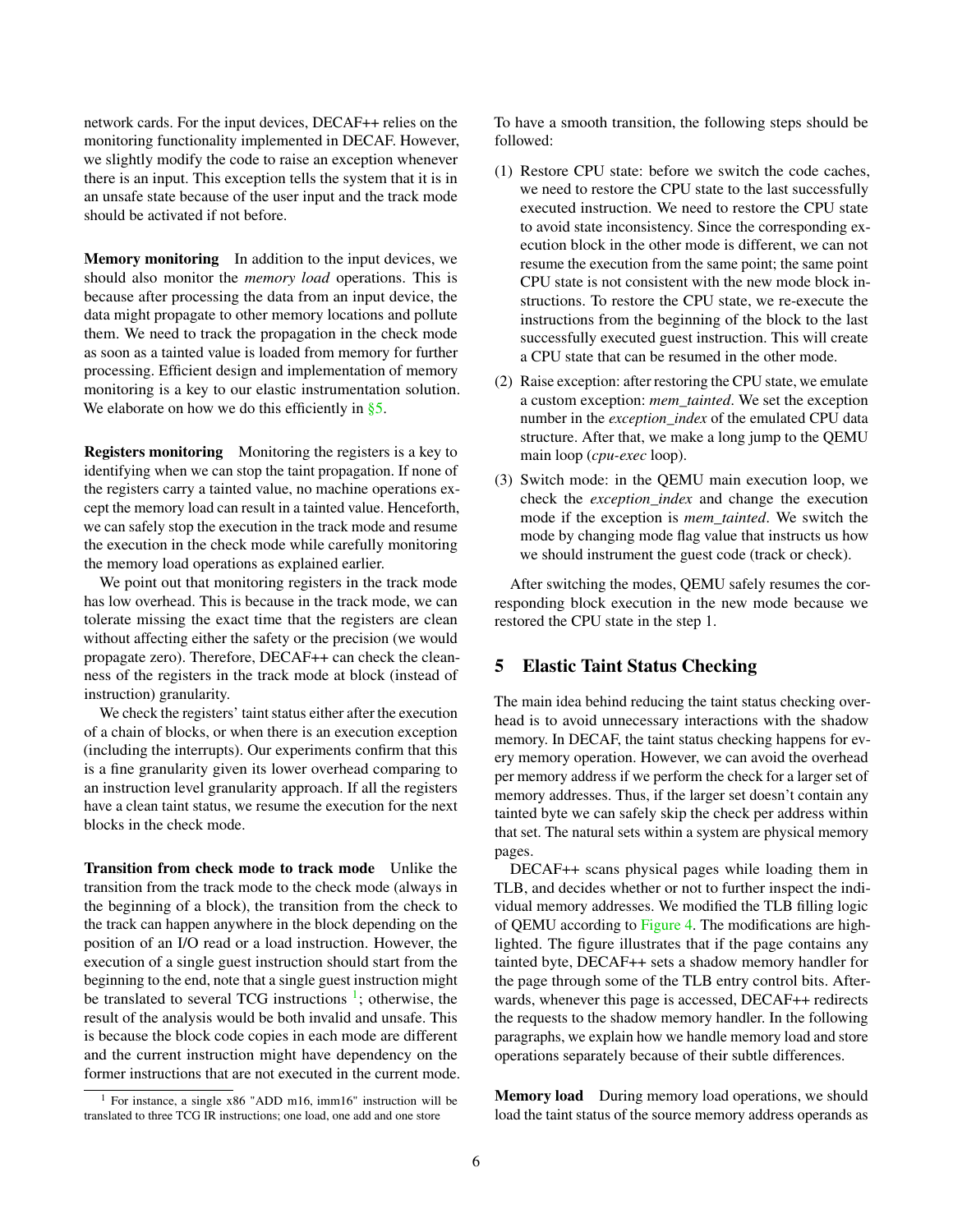network cards. For the input devices, DECAF++ relies on the monitoring functionality implemented in DECAF. However, we slightly modify the code to raise an exception whenever there is an input. This exception tells the system that it is in an unsafe state because of the user input and the track mode should be activated if not before.

**Memory monitoring** In addition to the input devices, we should also monitor the *memory load* operations. This is because after processing the data from an input device, the data might propagate to other memory locations and pollute them. We need to track the propagation in the check mode as soon as a tainted value is loaded from memory for further processing. Efficient design and implementation of memory monitoring is a key to our elastic instrumentation solution. We elaborate on how we do this efficiently in §5.

**Registers monitoring** Monitoring the registers is a key to identifying when we can stop the taint propagation. If none of the registers carry a tainted value, no machine operations except the memory load can result in a tainted value. Henceforth, we can safely stop the execution in the track mode and resume the execution in the check mode while carefully monitoring the memory load operations as explained earlier.

We point out that monitoring registers in the track mode has low overhead. This is because in the track mode, we can tolerate missing the exact time that the registers are clean without affecting either the safety or the precision (we would propagate zero). Therefore, DECAF++ can check the cleanness of the registers in the track mode at block (instead of instruction) granularity.

We check the registers' taint status either after the execution of a chain of blocks, or when there is an execution exception (including the interrupts). Our experiments confirm that this is a fine granularity given its lower overhead comparing to an instruction level granularity approach. If all the registers have a clean taint status, we resume the execution for the next blocks in the check mode.

**Transition from check mode to track mode** Unlike the transition from the track mode to the check mode (always in the beginning of a block), the transition from the check to the track can happen anywhere in the block depending on the position of an I/O read or a load instruction. However, the execution of a single guest instruction should start from the beginning to the end, note that a single guest instruction might be translated to several TCG instructions [1]; otherwise, the result of the analysis would be both invalid and unsafe. This is because the block code copies in each mode are different and the current instruction might have dependency on the former instructions that are not executed in the current mode.

[1] For instance, a single x86 "ADD m16, imm16" instruction will be translated to three TCG IR instructions; one load, one add and one store

To have a smooth transition, the following steps should be followed:

(1) Restore CPU state: before we switch the code caches, we need to restore the CPU state to the last successfully executed instruction. We need to restore the CPU state to avoid state inconsistency. Since the corresponding execution block in the other mode is different, we can not resume the execution from the same point; the same point CPU state is not consistent with the new mode block instructions. To restore the CPU state, we re-execute the instructions from the beginning of the block to the last successfully executed guest instruction. This will create a CPU state that can be resumed in the other mode.

(2) Raise exception: after restoring the CPU state, we emulate a custom exception: *mem_tainted*. We set the exception number in the *exception_index* of the emulated CPU data structure. After that, we make a long jump to the QEMU main loop (*cpu-exec* loop).

(3) Switch mode: in the QEMU main execution loop, we check the *exception_index* and change the execution mode if the exception is *mem_tainted*. We switch the mode by changing mode flag value that instructs us how we should instrument the guest code (track or check).

After switching the modes, QEMU safely resumes the corresponding block execution in the new mode because we restored the CPU state in the step 1.

## 5 Elastic Taint Status Checking

The main idea behind reducing the taint status checking overhead is to avoid unnecessary interactions with the shadow memory. In DECAF, the taint status checking happens for every memory operation. However, we can avoid the overhead per memory address if we perform the check for a larger set of memory addresses. Thus, if the larger set doesn't contain any tainted byte we can safely skip the check per address within that set. The natural sets within a system are physical memory pages.

DECAF++ scans physical pages while loading them in TLB, and decides whether or not to further inspect the individual memory addresses. We modified the TLB filling logic of QEMU according to Figure 4. The modifications are highlighted. The figure illustrates that if the page contains any tainted byte, DECAF++ sets a shadow memory handler for the page through some of the TLB entry control bits. Afterwards, whenever this page is accessed, DECAF++ redirects the requests to the shadow memory handler. In the following paragraphs, we explain how we handle memory load and store operations separately because of their subtle differences.

**Memory load** During memory load operations, we should load the taint status of the source memory address operands as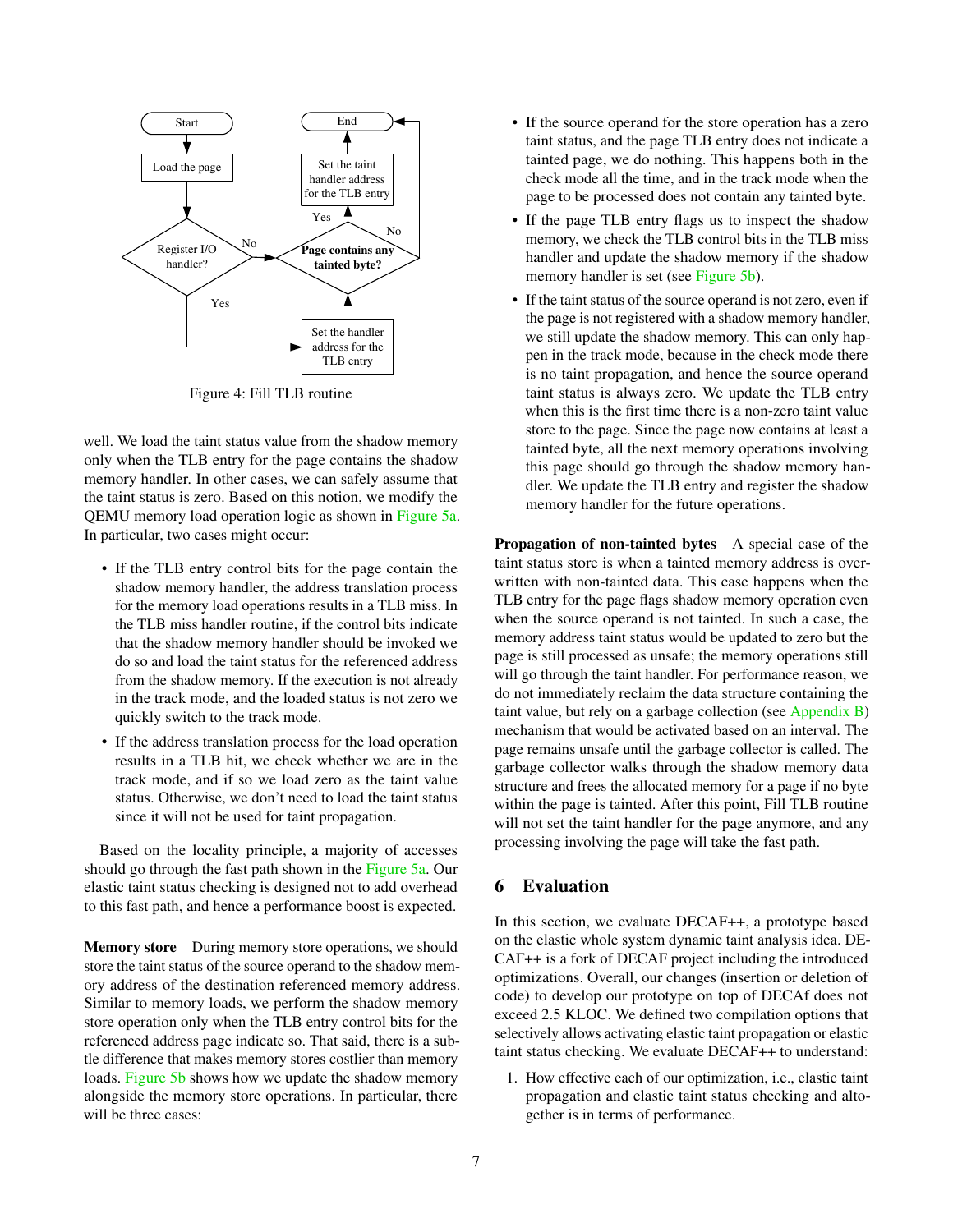Figure 4: Fill TLB routine

well. We load the taint status value from the shadow memory only when the TLB entry for the page contains the shadow memory handler. In other cases, we can safely assume that the taint status is zero. Based on this notion, we modify the QEMU memory load operation logic as shown in Figure 5a. In particular, two cases might occur:

- If the TLB entry control bits for the page contain the shadow memory handler, the address translation process for the memory load operations results in a TLB miss. In the TLB miss handler routine, if the control bits indicate that the shadow memory handler should be invoked we do so and load the taint status for the referenced address from the shadow memory. If the execution is not already in the track mode, and the loaded status is not zero we quickly switch to the track mode.
- If the address translation process for the load operation results in a TLB hit, we check whether we are in the track mode, and if so we load zero as the taint value status. Otherwise, we don't need to load the taint status since it will not be used for taint propagation.

Based on the locality principle, a majority of accesses should go through the fast path shown in the Figure 5a. Our elastic taint status checking is designed not to add overhead to this fast path, and hence a performance boost is expected.

**Memory store** During memory store operations, we should store the taint status of the source operand to the shadow memory address of the destination referenced memory address. Similar to memory loads, we perform the shadow memory store operation only when the TLB entry control bits for the referenced address page indicate so. That said, there is a subtle difference that makes memory stores costlier than memory loads. Figure 5b shows how we update the shadow memory alongside the memory store operations. In particular, there will be three cases:

- If the source operand for the store operation has a zero taint status, and the page TLB entry does not indicate a tainted page, we do nothing. This happens both in the check mode all the time, and in the track mode when the page to be processed does not contain any tainted byte.
- If the page TLB entry flags us to inspect the shadow memory, we check the TLB control bits in the TLB miss handler and update the shadow memory if the shadow memory handler is set (see Figure 5b).
- If the taint status of the source operand is not zero, even if the page is not registered with a shadow memory handler, we still update the shadow memory. This can only happen in the track mode, because in the check mode there is no taint propagation, and hence the source operand taint status is always zero. We update the TLB entry when this is the first time there is a non-zero taint value store to the page. Since the page now contains at least a tainted byte, all the next memory operations involving this page should go through the shadow memory handler. We update the TLB entry and register the shadow memory handler for the future operations.

**Propagation of non-tainted bytes** A special case of the taint status store is when a tainted memory address is overwritten with non-tainted data. This case happens when the TLB entry for the page flags shadow memory operation even when the source operand is not tainted. In such a case, the memory address taint status would be updated to zero but the page is still processed as unsafe; the memory operations still will go through the taint handler. For performance reason, we do not immediately reclaim the data structure containing the taint value, but rely on a garbage collection (see Appendix B) mechanism that would be activated based on an interval. The page remains unsafe until the garbage collector is called. The garbage collector walks through the shadow memory data structure and frees the allocated memory for a page if no byte within the page is tainted. After this point, Fill TLB routine will not set the taint handler for the page anymore, and any processing involving the page will take the fast path.

## 6 Evaluation

In this section, we evaluate DECAF++, a prototype based on the elastic whole system dynamic taint analysis idea. DECAF++ is a fork of DECAF project including the introduced optimizations. Overall, our changes (insertion or deletion of code) to develop our prototype on top of DECAf does not exceed 2.5 KLOC. We defined two compilation options that selectively allows activating elastic taint propagation or elastic taint status checking. We evaluate DECAF++ to understand:

1. How effective each of our optimization, i.e., elastic taint propagation and elastic taint status checking and altogether is in terms of performance.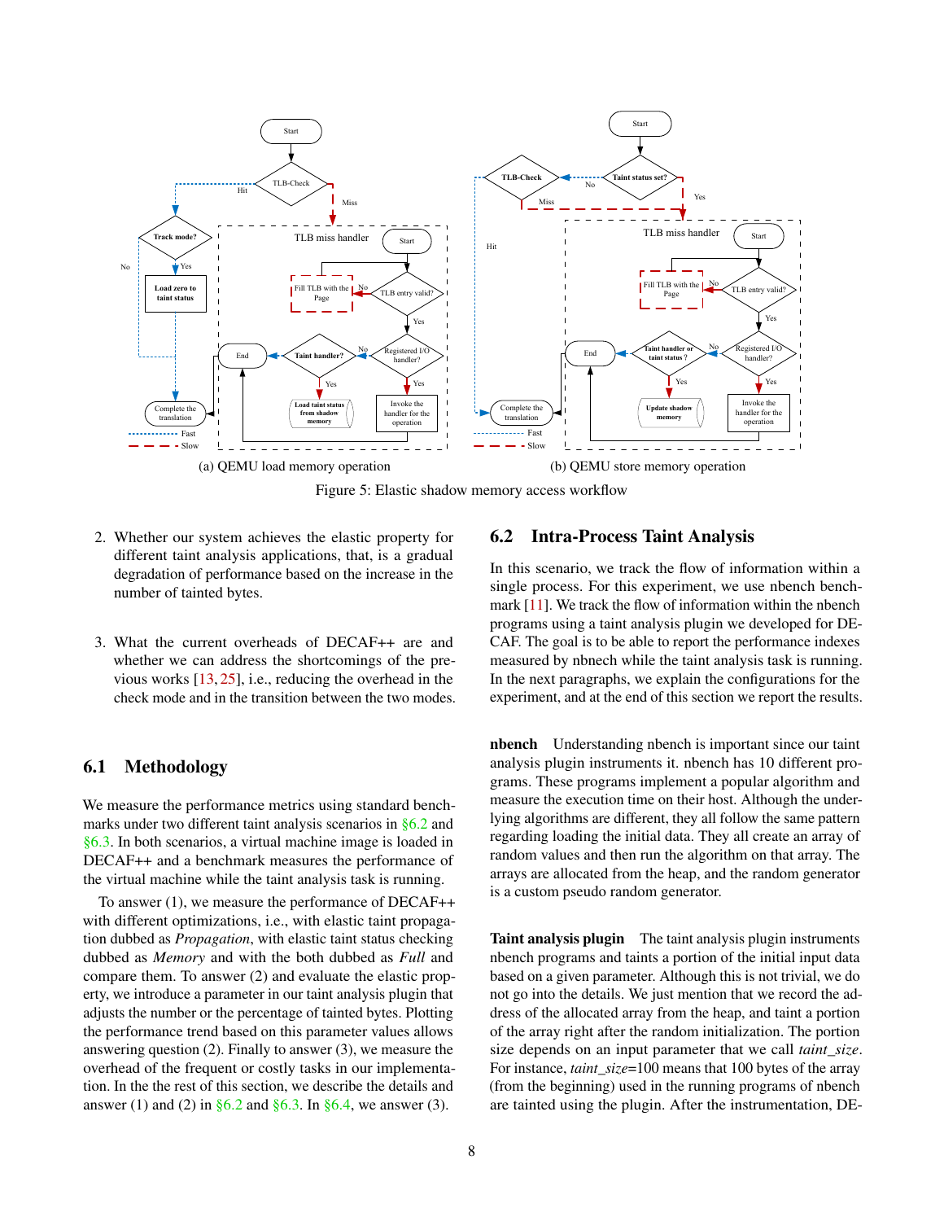(a) QEMU load memory operation (b) QEMU store memory operation

Figure 5: Elastic shadow memory access workflow

2. Whether our system achieves the elastic property for different taint analysis applications, that, is a gradual degradation of performance based on the increase in the number of tainted bytes.

3. What the current overheads of DECAF++ are and whether we can address the shortcomings of the previous works [13, 25], i.e., reducing the overhead in the check mode and in the transition between the two modes.

## 6.1 Methodology

We measure the performance metrics using standard benchmarks under two different taint analysis scenarios in §6.2 and §6.3. In both scenarios, a virtual machine image is loaded in DECAF++ and a benchmark measures the performance of the virtual machine while the taint analysis task is running.

To answer (1), we measure the performance of DECAF++ with different optimizations, i.e., with elastic taint propagation dubbed as *Propagation*, with elastic taint status checking dubbed as *Memory* and with the both dubbed as *Full* and compare them. To answer (2) and evaluate the elastic property, we introduce a parameter in our taint analysis plugin that adjusts the number or the percentage of tainted bytes. Plotting the performance trend based on this parameter values allows answering question (2). Finally to answer (3), we measure the overhead of the frequent or costly tasks in our implementation. In the the rest of this section, we describe the details and answer (1) and (2) in §6.2 and §6.3. In §6.4, we answer (3).

## 6.2 Intra-Process Taint Analysis

In this scenario, we track the flow of information within a single process. For this experiment, we use nbench benchmark [11]. We track the flow of information within the nbench programs using a taint analysis plugin we developed for DECAF. The goal is to be able to report the performance indexes measured by nbnech while the taint analysis task is running. In the next paragraphs, we explain the configurations for the experiment, and at the end of this section we report the results.

**nbench** Understanding nbench is important since our taint analysis plugin instruments it. nbench has 10 different programs. These programs implement a popular algorithm and measure the execution time on their host. Although the underlying algorithms are different, they all follow the same pattern regarding loading the initial data. They all create an array of random values and then run the algorithm on that array. The arrays are allocated from the heap, and the random generator is a custom pseudo random generator.

**Taint analysis plugin** The taint analysis plugin instruments nbench programs and taints a portion of the initial input data based on a given parameter. Although this is not trivial, we do not go into the details. We just mention that we record the address of the allocated array from the heap, and taint a portion of the array right after the random initialization. The portion size depends on an input parameter that we call *taint_size*. For instance, *taint_size*=100 means that 100 bytes of the array (from the beginning) used in the running programs of nbench are tainted using the plugin. After the instrumentation, DE-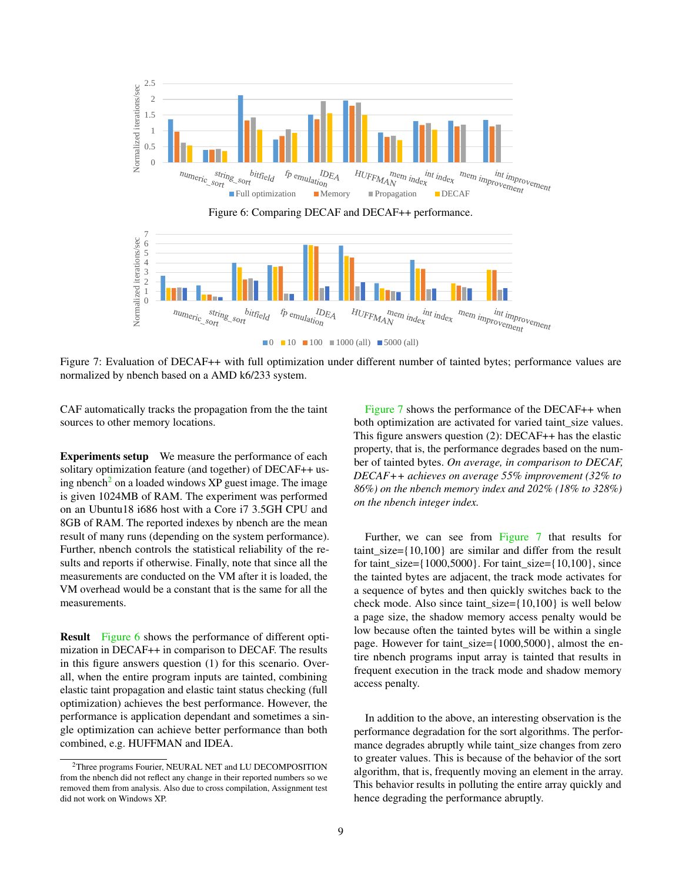Figure 6: Comparing DECAF and DECAF++ performance.

Figure 7: Evaluation of DECAF++ with full optimization under different number of tainted bytes; performance values are normalized by nbench based on a AMD k6/233 system.

CAF automatically tracks the propagation from the the taint sources to other memory locations.

**Experiments setup** We measure the performance of each solitary optimization feature (and together) of DECAF++ using nbench[2] on a loaded windows XP guest image. The image is given 1024MB of RAM. The experiment was performed on an Ubuntu18 i686 host with a Core i7 3.5GH CPU and 8GB of RAM. The reported indexes by nbench are the mean result of many runs (depending on the system performance). Further, nbench controls the statistical reliability of the results and reports if otherwise. Finally, note that since all the measurements are conducted on the VM after it is loaded, the VM overhead would be a constant that is the same for all the measurements.

**Result** Figure 6 shows the performance of different optimization in DECAF++ in comparison to DECAF. The results in this figure answers question (1) for this scenario. Overall, when the entire program inputs are tainted, combining elastic taint propagation and elastic taint status checking (full optimization) achieves the best performance. However, the performance is application dependant and sometimes a single optimization can achieve better performance than both combined, e.g. HUFFMAN and IDEA.

Figure 7 shows the performance of the DECAF++ when both optimization are activated for varied taint_size values. This figure answers question (2): DECAF++ has the elastic property, that is, the performance degrades based on the number of tainted bytes. *On average, in comparison to DECAF, DECAF++ achieves on average 55% improvement (32% to 86%) on the nbench memory index and 202% (18% to 328%) on the nbench integer index.*

Further, we can see from Figure 7 that results for taint_size={10,100} are similar and differ from the result for taint_size={1000,5000}. For taint_size={10,100}, since the tainted bytes are adjacent, the track mode activates for a sequence of bytes and then quickly switches back to the check mode. Also since taint_size={10,100} is well below a page size, the shadow memory access penalty would be low because often the tainted bytes will be within a single page. However for taint_size={1000,5000}, almost the entire nbench programs input array is tainted that results in frequent execution in the track mode and shadow memory access penalty.

In addition to the above, an interesting observation is the performance degradation for the sort algorithms. The performance degrades abruptly while taint_size changes from zero to greater values. This is because of the behavior of the sort algorithm, that is, frequently moving an element in the array. This behavior results in polluting the entire array quickly and hence degrading the performance abruptly.

[2] Three programs Fourier, NEURAL NET and LU DECOMPOSITION from the nbench did not reflect any change in their reported numbers so we removed them from analysis. Also due to cross compilation, Assignment test did not work on Windows XP.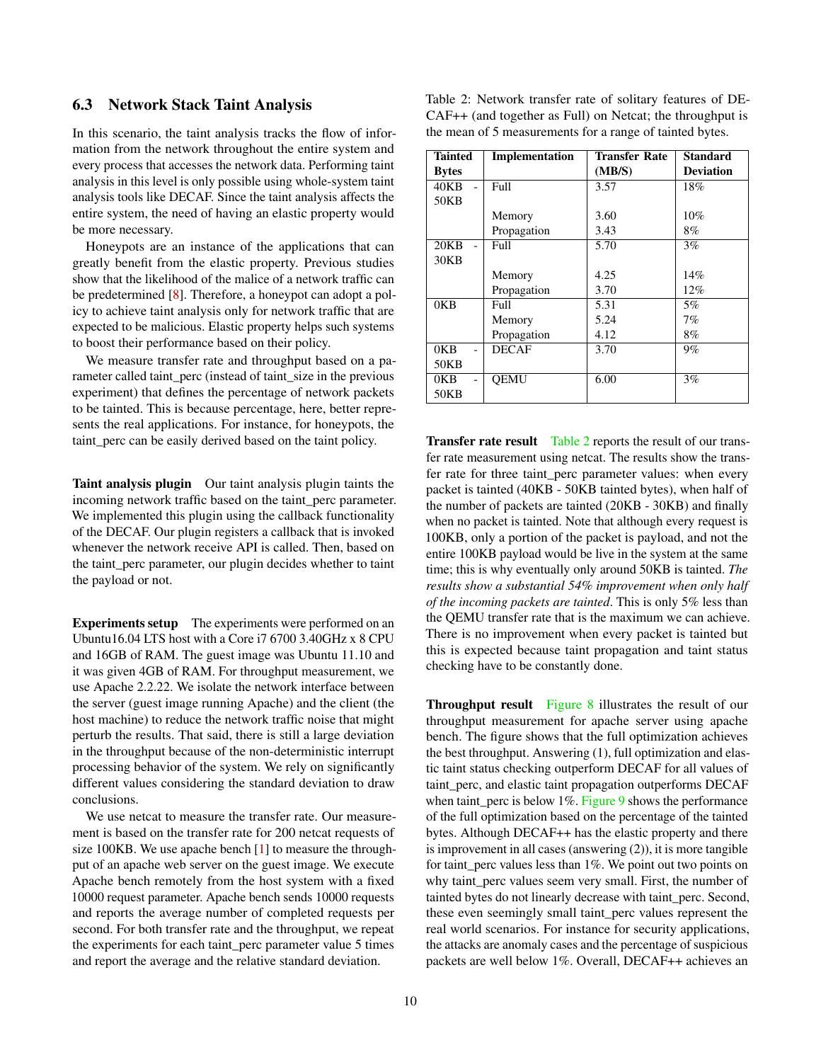### 6.3 Network Stack Taint Analysis

In this scenario, the taint analysis tracks the flow of information from the network throughout the entire system and every process that accesses the network data. Performing taint analysis in this level is only possible using whole-system taint analysis tools like DECAF. Since the taint analysis affects the entire system, the need of having an elastic property would be more necessary.

Honeypots are an instance of the applications that can greatly benefit from the elastic property. Previous studies show that the likelihood of the malice of a network traffic can be predetermined [8]. Therefore, a honeypot can adopt a policy to achieve taint analysis only for network traffic that are expected to be malicious. Elastic property helps such systems to boost their performance based on their policy.

We measure transfer rate and throughput based on a parameter called taint_perc (instead of taint_size in the previous experiment) that defines the percentage of network packets to be tainted. This is because percentage, here, better represents the real applications. For instance, for honeypots, the taint_perc can be easily derived based on the taint policy.

**Taint analysis plugin** Our taint analysis plugin taints the incoming network traffic based on the taint_perc parameter. We implemented this plugin using the callback functionality of the DECAF. Our plugin registers a callback that is invoked whenever the network receive API is called. Then, based on the taint_perc parameter, our plugin decides whether to taint the payload or not.

**Experiments setup** The experiments were performed on an Ubuntu16.04 LTS host with a Core i7 6700 3.40GHz x 8 CPU and 16GB of RAM. The guest image was Ubuntu 11.10 and it was given 4GB of RAM. For throughput measurement, we use Apache 2.2.22. We isolate the network interface between the server (guest image running Apache) and the client (the host machine) to reduce the network traffic noise that might perturb the results. That said, there is still a large deviation in the throughput because of the non-deterministic interrupt processing behavior of the system. We rely on significantly different values considering the standard deviation to draw conclusions.

We use netcat to measure the transfer rate. Our measurement is based on the transfer rate for 200 netcat requests of size 100KB. We use apache bench [1] to measure the throughput of an apache web server on the guest image. We execute Apache bench remotely from the host system with a fixed 10000 request parameter. Apache bench sends 10000 requests and reports the average number of completed requests per second. For both transfer rate and the throughput, we repeat the experiments for each taint_perc parameter value 5 times and report the average and the relative standard deviation.

Table 2: Network transfer rate of solitary features of DECAF++ (and together as Full) on Netcat; the throughput is the mean of 5 measurements for a range of tainted bytes.

| Tainted Bytes | Implementation | Transfer Rate (MB/S) | Standard Deviation |
|---|---|---|---|
| 40KB - 50KB | Full | 3.57 | 18% |
| | Memory | 3.60 | 10% |
| | Propagation | 3.43 | 8% |
| 20KB - 30KB | Full | 5.70 | 3% |
| | Memory | 4.25 | 14% |
| | Propagation | 3.70 | 12% |
| 0KB | Full | 5.31 | 5% |
| | Memory | 5.24 | 7% |
| | Propagation | 4.12 | 8% |
| 0KB - 50KB | DECAF | 3.70 | 9% |
| 0KB - 50KB | QEMU | 6.00 | 3% |

**Transfer rate result** Table 2 reports the result of our transfer rate measurement using netcat. The results show the transfer rate for three taint_perc parameter values: when every packet is tainted (40KB - 50KB tainted bytes), when half of the number of packets are tainted (20KB - 30KB) and finally when no packet is tainted. Note that although every request is 100KB, only a portion of the packet is payload, and not the entire 100KB payload would be live in the system at the same time; this is why eventually only around 50KB is tainted. *The results show a substantial 54% improvement when only half of the incoming packets are tainted*. This is only 5% less than the QEMU transfer rate that is the maximum we can achieve. There is no improvement when every packet is tainted but this is expected because taint propagation and taint status checking have to be constantly done.

**Throughput result** Figure 8 illustrates the result of our throughput measurement for apache server using apache bench. The figure shows that the full optimization achieves the best throughput. Answering (1), full optimization and elastic taint status checking outperform DECAF for all values of taint_perc, and elastic taint propagation outperforms DECAF when taint_perc is below 1%. Figure 9 shows the performance of the full optimization based on the percentage of the tainted bytes. Although DECAF++ has the elastic property and there is improvement in all cases (answering (2)), it is more tangible for taint_perc values less than 1%. We point out two points on why taint_perc values seem very small. First, the number of tainted bytes do not linearly decrease with taint_perc. Second, these even seemingly small taint_perc values represent the real world scenarios. For instance for security applications, the attacks are anomaly cases and the percentage of suspicious packets are well below 1%. Overall, DECAF++ achieves an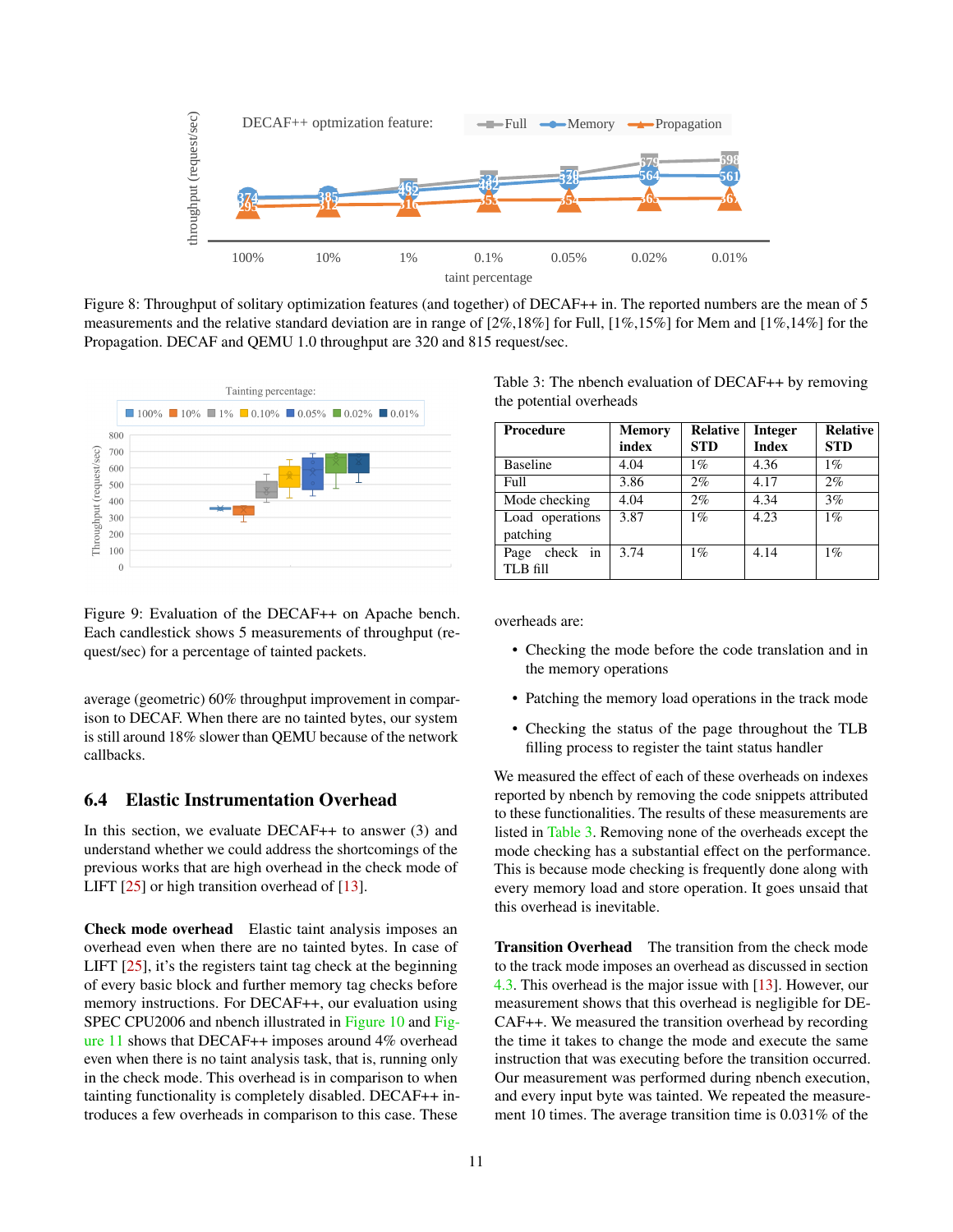Figure 8: Throughput of solitary optimization features (and together) of DECAF++ in. The reported numbers are the mean of 5 measurements and the relative standard deviation are in range of [2%,18%] for Full, [1%,15%] for Mem and [1%,14%] for the Propagation. DECAF and QEMU 1.0 throughput are 320 and 815 request/sec.

Figure 9: Evaluation of the DECAF++ on Apache bench. Each candlestick shows 5 measurements of throughput (request/sec) for a percentage of tainted packets.

average (geometric) 60% throughput improvement in comparison to DECAF. When there are no tainted bytes, our system is still around 18% slower than QEMU because of the network callbacks.

### 6.4 Elastic Instrumentation Overhead

In this section, we evaluate DECAF++ to answer (3) and understand whether we could address the shortcomings of the previous works that are high overhead in the check mode of LIFT [25] or high transition overhead of [13].

**Check mode overhead** Elastic taint analysis imposes an overhead even when there are no tainted bytes. In case of LIFT [25], it's the registers taint tag check at the beginning of every basic block and further memory tag checks before memory instructions. For DECAF++, our evaluation using SPEC CPU2006 and nbench illustrated in Figure 10 and Figure 11 shows that DECAF++ imposes around 4% overhead even when there is no taint analysis task, that is, running only in the check mode. This overhead is in comparison to when tainting functionality is completely disabled. DECAF++ introduces a few overheads in comparison to this case. These overheads are:

- Checking the mode before the code translation and in the memory operations
- Patching the memory load operations in the track mode
- Checking the status of the page throughout the TLB filling process to register the taint status handler

Table 3: The nbench evaluation of DECAF++ by removing the potential overheads

| Procedure | Memory index | Relative STD | Integer Index | Relative STD |
|---|---|---|---|---|
| Baseline | 4.04 | 1% | 4.36 | 1% |
| Full | 3.86 | 2% | 4.17 | 2% |
| Mode checking | 4.04 | 2% | 4.34 | 3% |
| Load operations patching | 3.87 | 1% | 4.23 | 1% |
| Page check in TLB fill | 3.74 | 1% | 4.14 | 1% |

We measured the effect of each of these overheads on indexes reported by nbench by removing the code snippets attributed to these functionalities. The results of these measurements are listed in Table 3. Removing none of the overheads except the mode checking has a substantial effect on the performance. This is because mode checking is frequently done along with every memory load and store operation. It goes unsaid that this overhead is inevitable.

**Transition Overhead** The transition from the check mode to the track mode imposes an overhead as discussed in section 4.3. This overhead is the major issue with [13]. However, our measurement shows that this overhead is negligible for DECAF++. We measured the transition overhead by recording the time it takes to change the mode and execute the same instruction that was executing before the transition occurred. Our measurement was performed during nbench execution, and every input byte was tainted. We repeated the measurement 10 times. The average transition time is 0.031% of the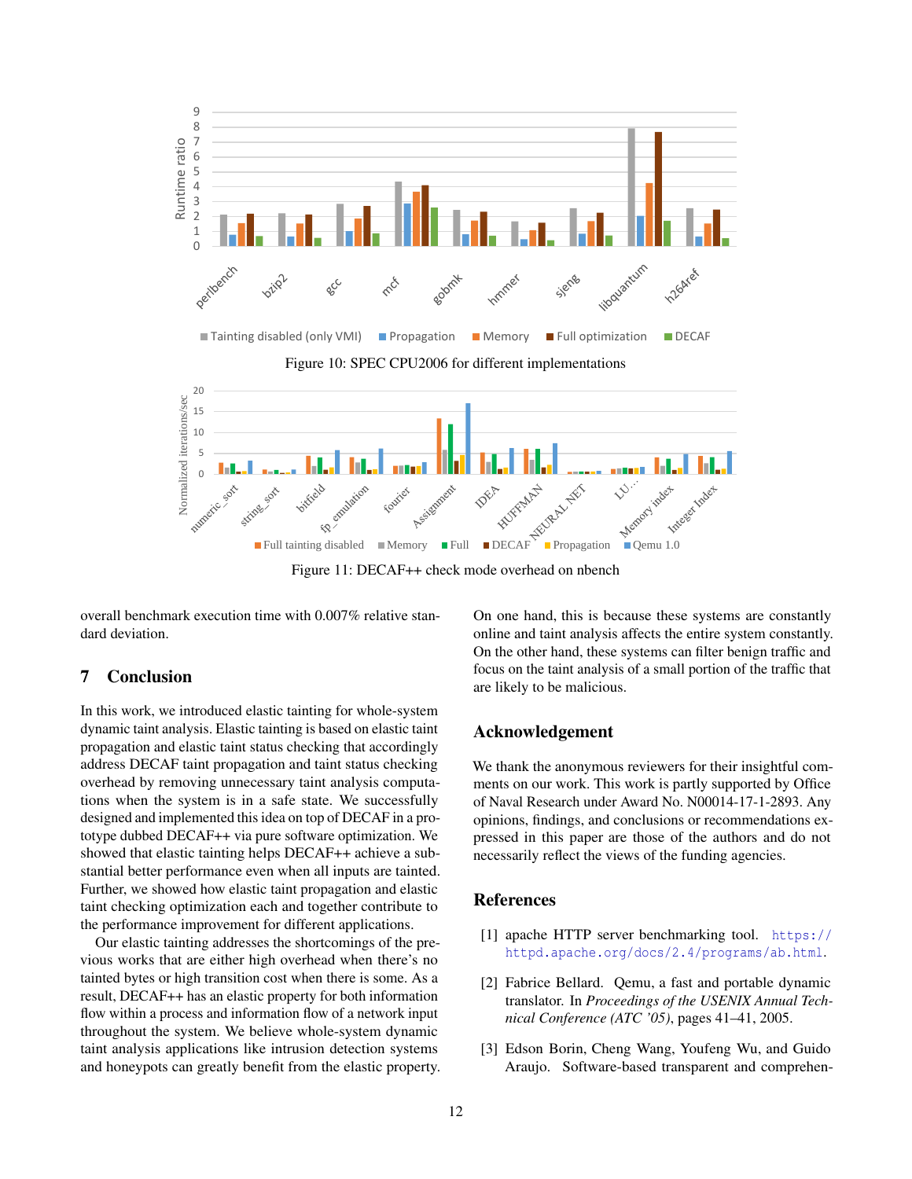Figure 10: SPEC CPU2006 for different implementations

Figure 11: DECAF++ check mode overhead on nbench

overall benchmark execution time with 0.007% relative standard deviation.

## 7 Conclusion

In this work, we introduced elastic tainting for whole-system dynamic taint analysis. Elastic tainting is based on elastic taint propagation and elastic taint status checking that accordingly address DECAF taint propagation and taint status checking overhead by removing unnecessary taint analysis computations when the system is in a safe state. We successfully designed and implemented this idea on top of DECAF in a prototype dubbed DECAF++ via pure software optimization. We showed that elastic tainting helps DECAF++ achieve a substantial better performance even when all inputs are tainted. Further, we showed how elastic taint propagation and elastic taint checking optimization each and together contribute to the performance improvement for different applications.

Our elastic tainting addresses the shortcomings of the previous works that are either high overhead when there's no tainted bytes or high transition cost when there is some. As a result, DECAF++ has an elastic property for both information flow within a process and information flow of a network input throughout the system. We believe whole-system dynamic taint analysis applications like intrusion detection systems and honeypots can greatly benefit from the elastic property. On one hand, this is because these systems are constantly online and taint analysis affects the entire system constantly. On the other hand, these systems can filter benign traffic and focus on the taint analysis of a small portion of the traffic that are likely to be malicious.

## Acknowledgement

We thank the anonymous reviewers for their insightful comments on our work. This work is partly supported by Office of Naval Research under Award No. N00014-17-1-2893. Any opinions, findings, and conclusions or recommendations expressed in this paper are those of the authors and do not necessarily reflect the views of the funding agencies.

## References

[1] apache HTTP server benchmarking tool. https://httpd.apache.org/docs/2.4/programs/ab.html.

[2] Fabrice Bellard. Qemu, a fast and portable dynamic translator. In *Proceedings of the USENIX Annual Technical Conference (ATC '05)*, pages 41–41, 2005.

[3] Edson Borin, Cheng Wang, Youfeng Wu, and Guido Araujo. Software-based transparent and comprehen-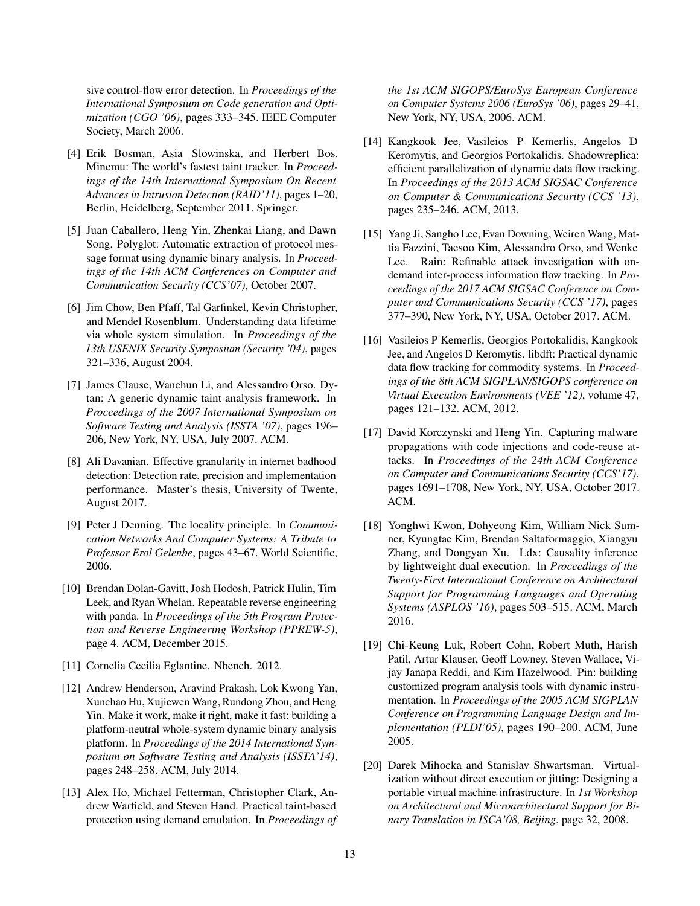sive control-flow error detection. In *Proceedings of the International Symposium on Code generation and Optimization (CGO '06)*, pages 333–345. IEEE Computer Society, March 2006.

[4] Erik Bosman, Asia Slowinska, and Herbert Bos. Minemu: The world's fastest taint tracker. In *Proceedings of the 14th International Symposium On Recent Advances in Intrusion Detection (RAID'11)*, pages 1–20, Berlin, Heidelberg, September 2011. Springer.

[5] Juan Caballero, Heng Yin, Zhenkai Liang, and Dawn Song. Polyglot: Automatic extraction of protocol message format using dynamic binary analysis. In *Proceedings of the 14th ACM Conferences on Computer and Communication Security (CCS'07)*, October 2007.

[6] Jim Chow, Ben Pfaff, Tal Garfinkel, Kevin Christopher, and Mendel Rosenblum. Understanding data lifetime via whole system simulation. In *Proceedings of the 13th USENIX Security Symposium (Security '04)*, pages 321–336, August 2004.

[7] James Clause, Wanchun Li, and Alessandro Orso. Dytan: A generic dynamic taint analysis framework. In *Proceedings of the 2007 International Symposium on Software Testing and Analysis (ISSTA '07)*, pages 196–206, New York, NY, USA, July 2007. ACM.

[8] Ali Davanian. Effective granularity in internet badhood detection: Detection rate, precision and implementation performance. Master's thesis, University of Twente, August 2017.

[9] Peter J Denning. The locality principle. In *Communication Networks And Computer Systems: A Tribute to Professor Erol Gelenbe*, pages 43–67. World Scientific, 2006.

[10] Brendan Dolan-Gavitt, Josh Hodosh, Patrick Hulin, Tim Leek, and Ryan Whelan. Repeatable reverse engineering with panda. In *Proceedings of the 5th Program Protection and Reverse Engineering Workshop (PPREW-5)*, page 4. ACM, December 2015.

[11] Cornelia Cecilia Eglantine. Nbench. 2012.

[12] Andrew Henderson, Aravind Prakash, Lok Kwong Yan, Xunchao Hu, Xujiewen Wang, Rundong Zhou, and Heng Yin. Make it work, make it right, make it fast: building a platform-neutral whole-system dynamic binary analysis platform. In *Proceedings of the 2014 International Symposium on Software Testing and Analysis (ISSTA'14)*, pages 248–258. ACM, July 2014.

[13] Alex Ho, Michael Fetterman, Christopher Clark, Andrew Warfield, and Steven Hand. Practical taint-based protection using demand emulation. In *Proceedings of the 1st ACM SIGOPS/EuroSys European Conference on Computer Systems 2006 (EuroSys '06)*, pages 29–41, New York, NY, USA, 2006. ACM.

[14] Kangkook Jee, Vasileios P Kemerlis, Angelos D Keromytis, and Georgios Portokalidis. Shadowreplica: efficient parallelization of dynamic data flow tracking. In *Proceedings of the 2013 ACM SIGSAC Conference on Computer & Communications Security (CCS '13)*, pages 235–246. ACM, 2013.

[15] Yang Ji, Sangho Lee, Evan Downing, Weiren Wang, Mattia Fazzini, Taesoo Kim, Alessandro Orso, and Wenke Lee. Rain: Refinable attack investigation with on-demand inter-process information flow tracking. In *Proceedings of the 2017 ACM SIGSAC Conference on Computer and Communications Security (CCS '17)*, pages 377–390, New York, NY, USA, October 2017. ACM.

[16] Vasileios P Kemerlis, Georgios Portokalidis, Kangkook Jee, and Angelos D Keromytis. libdft: Practical dynamic data flow tracking for commodity systems. In *Proceedings of the 8th ACM SIGPLAN/SIGOPS conference on Virtual Execution Environments (VEE '12)*, volume 47, pages 121–132. ACM, 2012.

[17] David Korczynski and Heng Yin. Capturing malware propagations with code injections and code-reuse attacks. In *Proceedings of the 24th ACM Conference on Computer and Communications Security (CCS'17)*, pages 1691–1708, New York, NY, USA, October 2017. ACM.

[18] Yonghwi Kwon, Dohyeong Kim, William Nick Sumner, Kyungtae Kim, Brendan Saltaformaggio, Xiangyu Zhang, and Dongyan Xu. Ldx: Causality inference by lightweight dual execution. In *Proceedings of the Twenty-First International Conference on Architectural Support for Programming Languages and Operating Systems (ASPLOS '16)*, pages 503–515. ACM, March 2016.

[19] Chi-Keung Luk, Robert Cohn, Robert Muth, Harish Patil, Artur Klauser, Geoff Lowney, Steven Wallace, Vijay Janapa Reddi, and Kim Hazelwood. Pin: building customized program analysis tools with dynamic instrumentation. In *Proceedings of the 2005 ACM SIGPLAN Conference on Programming Language Design and Implementation (PLDI'05)*, pages 190–200. ACM, June 2005.

[20] Darek Mihocka and Stanislav Shwartsman. Virtualization without direct execution or jitting: Designing a portable virtual machine infrastructure. In *1st Workshop on Architectural and Microarchitectural Support for Binary Translation in ISCA'08, Beijing*, page 32, 2008.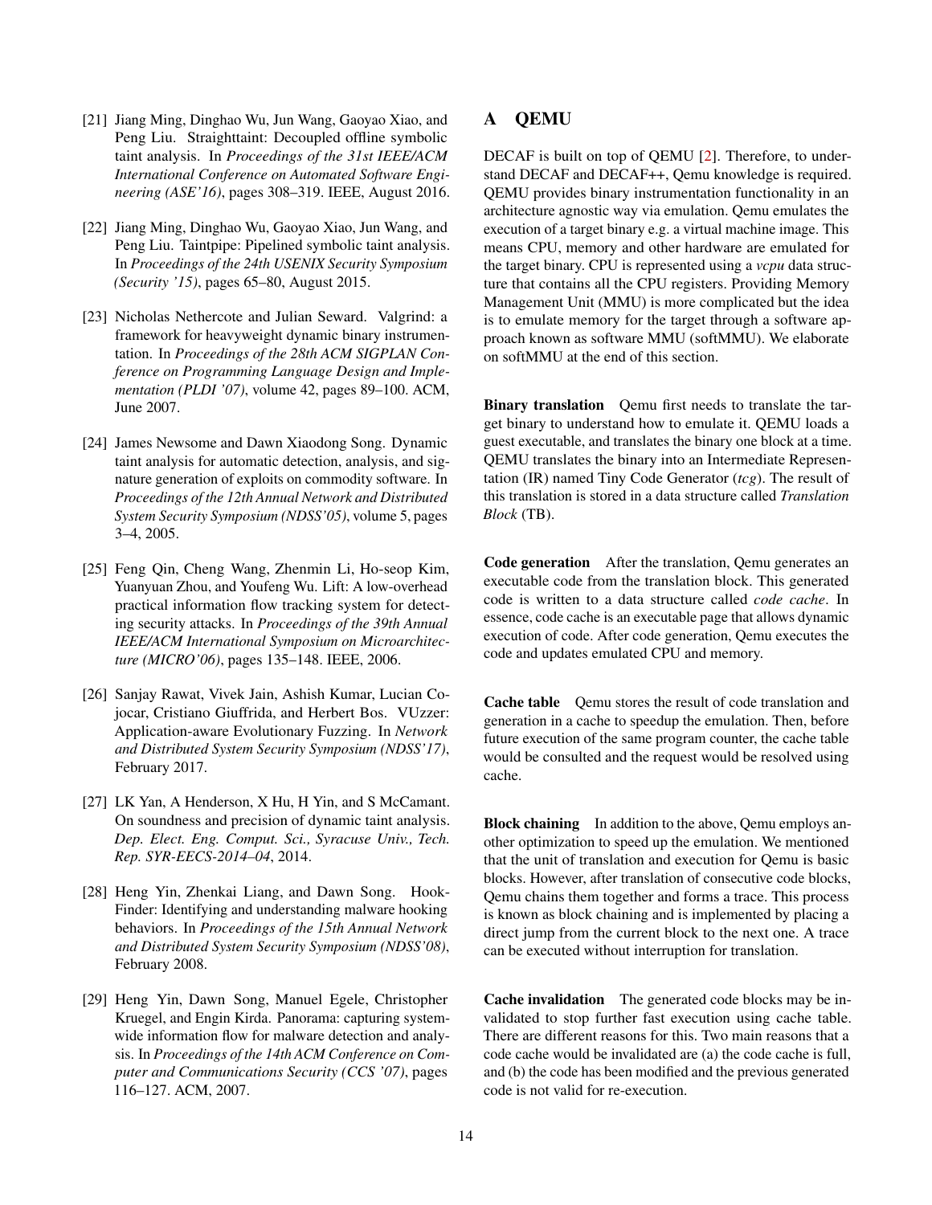[21] Jiang Ming, Dinghao Wu, Jun Wang, Gaoyao Xiao, and Peng Liu. Straighttaint: Decoupled offline symbolic taint analysis. In *Proceedings of the 31st IEEE/ACM International Conference on Automated Software Engineering (ASE'16)*, pages 308–319. IEEE, August 2016.

[22] Jiang Ming, Dinghao Wu, Gaoyao Xiao, Jun Wang, and Peng Liu. Taintpipe: Pipelined symbolic taint analysis. In *Proceedings of the 24th USENIX Security Symposium (Security '15)*, pages 65–80, August 2015.

[23] Nicholas Nethercote and Julian Seward. Valgrind: a framework for heavyweight dynamic binary instrumentation. In *Proceedings of the 28th ACM SIGPLAN Conference on Programming Language Design and Implementation (PLDI '07)*, volume 42, pages 89–100. ACM, June 2007.

[24] James Newsome and Dawn Xiaodong Song. Dynamic taint analysis for automatic detection, analysis, and signature generation of exploits on commodity software. In *Proceedings of the 12th Annual Network and Distributed System Security Symposium (NDSS'05)*, volume 5, pages 3–4, 2005.

[25] Feng Qin, Cheng Wang, Zhenmin Li, Ho-seop Kim, Yuanyuan Zhou, and Youfeng Wu. Lift: A low-overhead practical information flow tracking system for detecting security attacks. In *Proceedings of the 39th Annual IEEE/ACM International Symposium on Microarchitecture (MICRO'06)*, pages 135–148. IEEE, 2006.

[26] Sanjay Rawat, Vivek Jain, Ashish Kumar, Lucian Cojocar, Cristiano Giuffrida, and Herbert Bos. VUzzer: Application-aware Evolutionary Fuzzing. In *Network and Distributed System Security Symposium (NDSS'17)*, February 2017.

[27] LK Yan, A Henderson, X Hu, H Yin, and S McCamant. On soundness and precision of dynamic taint analysis. *Dep. Elect. Eng. Comput. Sci., Syracuse Univ., Tech. Rep. SYR-EECS-2014–04*, 2014.

[28] Heng Yin, Zhenkai Liang, and Dawn Song. HookFinder: Identifying and understanding malware hooking behaviors. In *Proceedings of the 15th Annual Network and Distributed System Security Symposium (NDSS'08)*, February 2008.

[29] Heng Yin, Dawn Song, Manuel Egele, Christopher Kruegel, and Engin Kirda. Panorama: capturing system-wide information flow for malware detection and analysis. In *Proceedings of the 14th ACM Conference on Computer and Communications Security (CCS '07)*, pages 116–127. ACM, 2007.

# A QEMU

DECAF is built on top of QEMU [2]. Therefore, to understand DECAF and DECAF++, Qemu knowledge is required. QEMU provides binary instrumentation functionality in an architecture agnostic way via emulation. Qemu emulates the execution of a target binary e.g. a virtual machine image. This means CPU, memory and other hardware are emulated for the target binary. CPU is represented using a *vcpu* data structure that contains all the CPU registers. Providing Memory Management Unit (MMU) is more complicated but the idea is to emulate memory for the target through a software approach known as software MMU (softMMU). We elaborate on softMMU at the end of this section.

**Binary translation** Qemu first needs to translate the target binary to understand how to emulate it. QEMU loads a guest executable, and translates the binary one block at a time. QEMU translates the binary into an Intermediate Representation (IR) named Tiny Code Generator (*tcg*). The result of this translation is stored in a data structure called *Translation Block* (TB).

**Code generation** After the translation, Qemu generates an executable code from the translation block. This generated code is written to a data structure called *code cache*. In essence, code cache is an executable page that allows dynamic execution of code. After code generation, Qemu executes the code and updates emulated CPU and memory.

**Cache table** Qemu stores the result of code translation and generation in a cache to speedup the emulation. Then, before future execution of the same program counter, the cache table would be consulted and the request would be resolved using cache.

**Block chaining** In addition to the above, Qemu employs another optimization to speed up the emulation. We mentioned that the unit of translation and execution for Qemu is basic blocks. However, after translation of consecutive code blocks, Qemu chains them together and forms a trace. This process is known as block chaining and is implemented by placing a direct jump from the current block to the next one. A trace can be executed without interruption for translation.

**Cache invalidation** The generated code blocks may be invalidated to stop further fast execution using cache table. There are different reasons for this. Two main reasons that a code cache would be invalidated are (a) the code cache is full, and (b) the code has been modified and the previous generated code is not valid for re-execution.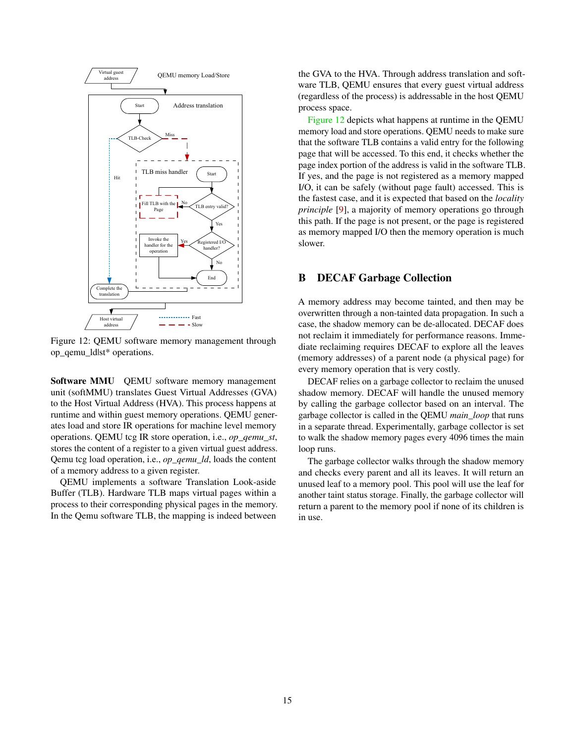Virtual guest address

QEMU memory Load/Store

Start

Address translation

TLB-Check

Miss

Hit

TLB miss handler

Start

Fill TLB with the Page

No

TLB entry valid?

Yes

Invoke the handler for the operation

Yes

Registered I/O handler?

No

End

Complete the translation

Host virtual address

Fast

Slow

Figure 12: QEMU software memory management through op_qemu_ldlst* operations.

**Software MMU** QEMU software memory management unit (softMMU) translates Guest Virtual Addresses (GVA) to the Host Virtual Address (HVA). This process happens at runtime and within guest memory operations. QEMU generates load and store IR operations for machine level memory operations. QEMU tcg IR store operation, i.e., *op_qemu_st*, stores the content of a register to a given virtual guest address. Qemu tcg load operation, i.e., *op_qemu_ld*, loads the content of a memory address to a given register.

QEMU implements a software Translation Look-aside Buffer (TLB). Hardware TLB maps virtual pages within a process to their corresponding physical pages in the memory. In the Qemu software TLB, the mapping is indeed between the GVA to the HVA. Through address translation and software TLB, QEMU ensures that every guest virtual address (regardless of the process) is addressable in the host QEMU process space.

Figure 12 depicts what happens at runtime in the QEMU memory load and store operations. QEMU needs to make sure that the software TLB contains a valid entry for the following page that will be accessed. To this end, it checks whether the page index portion of the address is valid in the software TLB. If yes, and the page is not registered as a memory mapped I/O, it can be safely (without page fault) accessed. This is the fastest case, and it is expected that based on the *locality principle* [9], a majority of memory operations go through this path. If the page is not present, or the page is registered as memory mapped I/O then the memory operation is much slower.

## B DECAF Garbage Collection

A memory address may become tainted, and then may be overwritten through a non-tainted data propagation. In such a case, the shadow memory can be de-allocated. DECAF does not reclaim it immediately for performance reasons. Immediate reclaiming requires DECAF to explore all the leaves (memory addresses) of a parent node (a physical page) for every memory operation that is very costly.

DECAF relies on a garbage collector to reclaim the unused shadow memory. DECAF will handle the unused memory by calling the garbage collector based on an interval. The garbage collector is called in the QEMU *main_loop* that runs in a separate thread. Experimentally, garbage collector is set to walk the shadow memory pages every 4096 times the main loop runs.

The garbage collector walks through the shadow memory and checks every parent and all its leaves. It will return an unused leaf to a memory pool. This pool will use the leaf for another taint status storage. Finally, the garbage collector will return a parent to the memory pool if none of its children is in use.